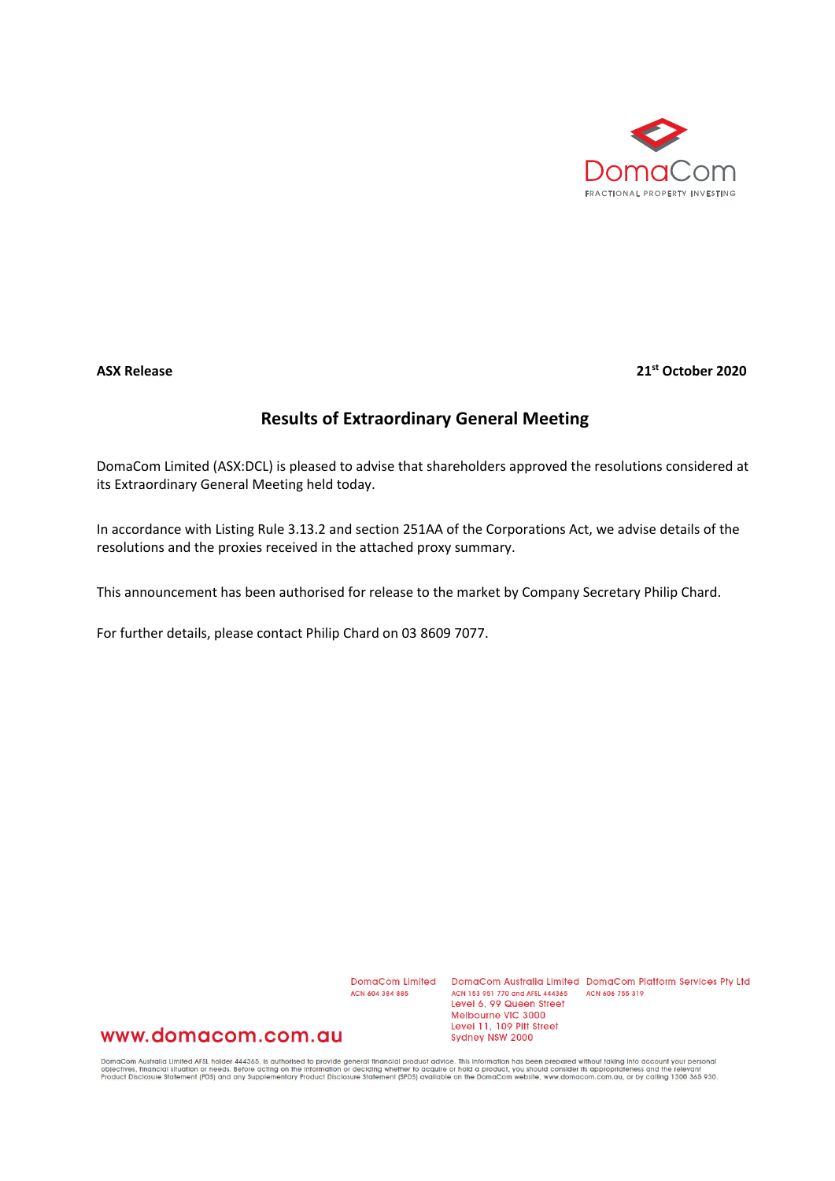DomaCom
FRACTIONAL PROPERTY INVESTING

**ASX Release** **21[st] October 2020**

## Results of Extraordinary General Meeting

DomaCom Limited (ASX:DCL) is pleased to advise that shareholders approved the resolutions considered at its Extraordinary General Meeting held today.

In accordance with Listing Rule 3.13.2 and section 251AA of the Corporations Act, we advise details of the resolutions and the proxies received in the attached proxy summary.

This announcement has been authorised for release to the market by Company Secretary Philip Chard.

For further details, please contact Philip Chard on 03 8609 7077.

DomaCom Limited
ACN 604 384 885

DomaCom Australia Limited
ACN 153 951 770 and AFSL 444365
Level 6, 99 Queen Street
Melbourne VIC 3000
Level 11, 109 Pitt Street
Sydney NSW 2000

DomaCom Platform Services Pty Ltd
ACN 606 755 319

www.domacom.com.au

DomaCom Australia Limited AFSL holder 444365, is authorised to provide general financial product advice. This information has been prepared without taking into account your personal objectives, financial situation or needs. Before acting on the information or deciding whether to acquire or hold a product, you should consider its appropriateness and the relevant Product Disclosure Statement (PDS) and any Supplementary Product Disclosure Statement (SPDS) available on the DomaCom website, www.domacom.com.au, or by calling 1300 365 930.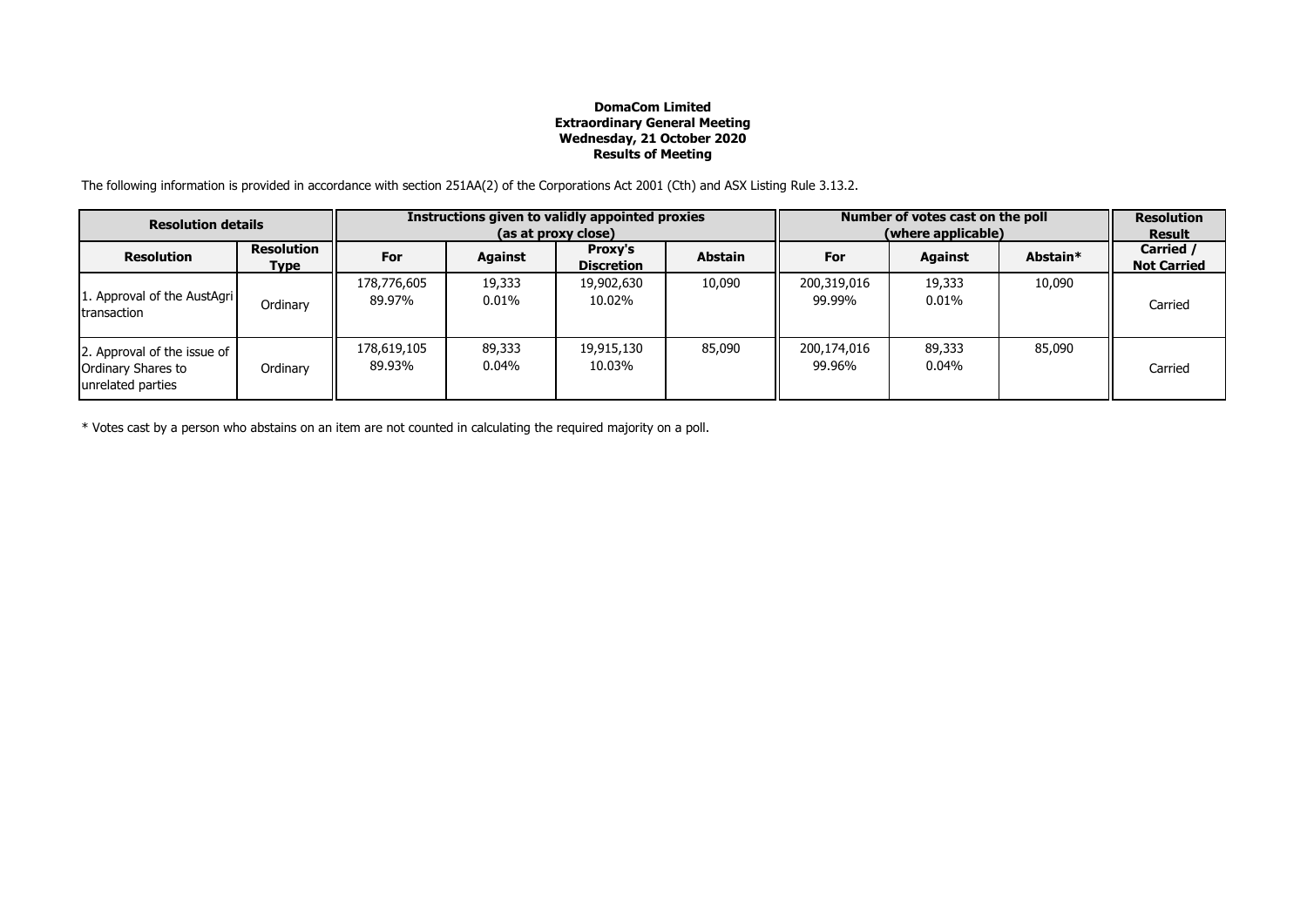**DomaCom Limited**
**Extraordinary General Meeting**
**Wednesday, 21 October 2020**
**Results of Meeting**

The following information is provided in accordance with section 251AA(2) of the Corporations Act 2001 (Cth) and ASX Listing Rule 3.13.2.

| Resolution details | | Instructions given to validly appointed proxies (as at proxy close) | | | | Number of votes cast on the poll (where applicable) | | | Resolution Result |
|---|---|---|---|---|---|---|---|---|---|
| **Resolution** | **Resolution Type** | **For** | **Against** | **Proxy's Discretion** | **Abstain** | **For** | **Against** | **Abstain*** | **Carried / Not Carried** |
| 1. Approval of the AustAgri transaction | Ordinary | 178,776,605 89.97% | 19,333 0.01% | 19,902,630 10.02% | 10,090 | 200,319,016 99.99% | 19,333 0.01% | 10,090 | Carried |
| 2. Approval of the issue of Ordinary Shares to unrelated parties | Ordinary | 178,619,105 89.93% | 89,333 0.04% | 19,915,130 10.03% | 85,090 | 200,174,016 99.96% | 89,333 0.04% | 85,090 | Carried |

* Votes cast by a person who abstains on an item are not counted in calculating the required majority on a poll.